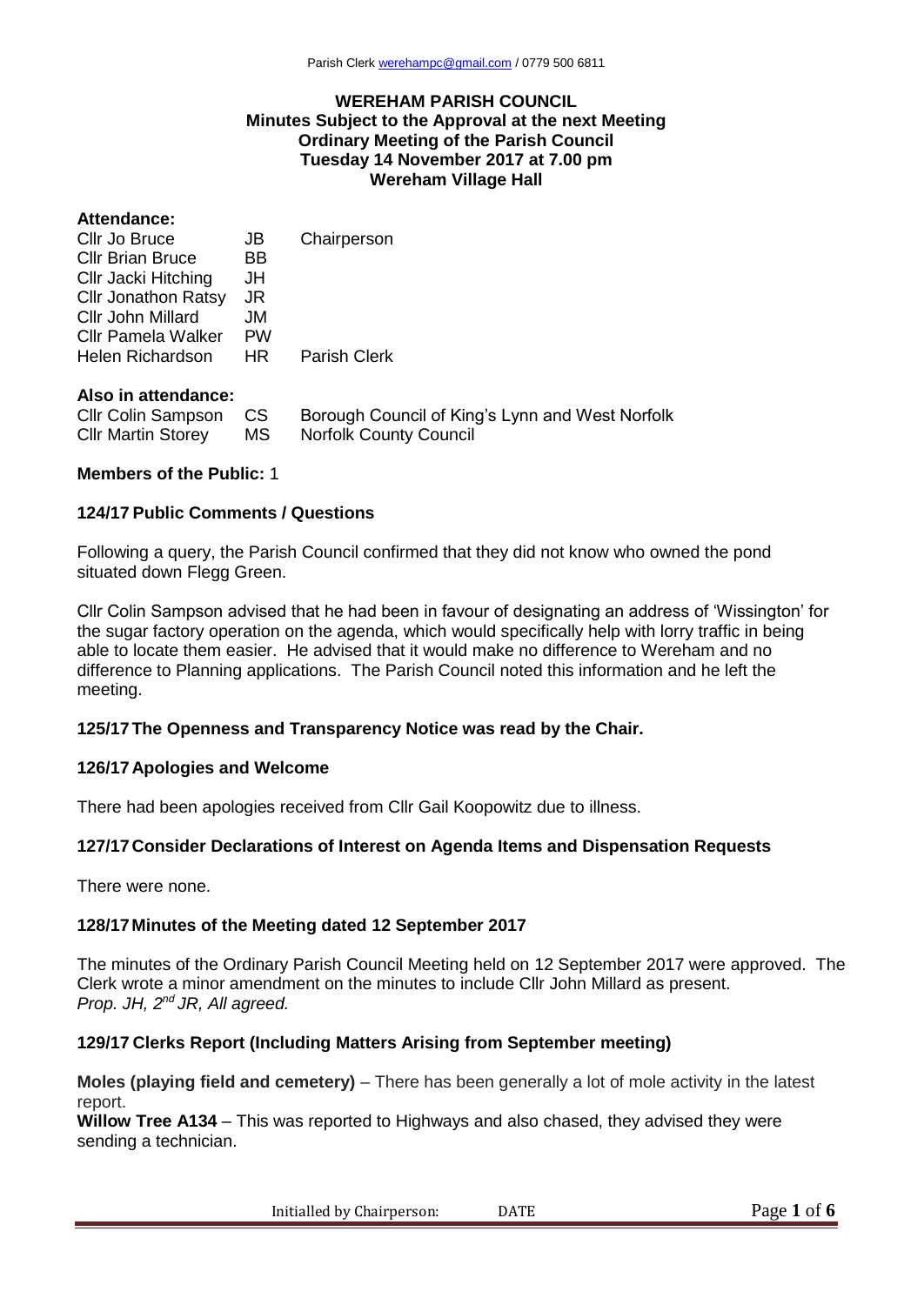Parish Clerk werehampc@gmail.com / 0779 500 6811

# WEREHAM PARISH COUNCIL
## Minutes Subject to the Approval at the next Meeting
## Ordinary Meeting of the Parish Council
## Tuesday 14 November 2017 at 7.00 pm
## Wereham Village Hall

**Attendance:**

| | | |
|---|---|---|
| Cllr Jo Bruce | JB | Chairperson |
| Cllr Brian Bruce | BB | |
| Cllr Jacki Hitching | JH | |
| Cllr Jonathon Ratsy | JR | |
| Cllr John Millard | JM | |
| Cllr Pamela Walker | PW | |
| Helen Richardson | HR | Parish Clerk |

**Also in attendance:**

| | | |
|---|---|---|
| Cllr Colin Sampson | CS | Borough Council of King's Lynn and West Norfolk |
| Cllr Martin Storey | MS | Norfolk County Council |

**Members of the Public:** 1

### 124/17 Public Comments / Questions

Following a query, the Parish Council confirmed that they did not know who owned the pond situated down Flegg Green.

Cllr Colin Sampson advised that he had been in favour of designating an address of 'Wissington' for the sugar factory operation on the agenda, which would specifically help with lorry traffic in being able to locate them easier. He advised that it would make no difference to Wereham and no difference to Planning applications. The Parish Council noted this information and he left the meeting.

### 125/17 The Openness and Transparency Notice was read by the Chair.

### 126/17 Apologies and Welcome

There had been apologies received from Cllr Gail Koopowitz due to illness.

### 127/17 Consider Declarations of Interest on Agenda Items and Dispensation Requests

There were none.

### 128/17 Minutes of the Meeting dated 12 September 2017

The minutes of the Ordinary Parish Council Meeting held on 12 September 2017 were approved. The Clerk wrote a minor amendment on the minutes to include Cllr John Millard as present.
*Prop. JH, 2nd JR, All agreed.*

### 129/17 Clerks Report (Including Matters Arising from September meeting)

**Moles (playing field and cemetery)** – There has been generally a lot of mole activity in the latest report.
**Willow Tree A134** – This was reported to Highways and also chased, they advised they were sending a technician.

Initialled by Chairperson: DATE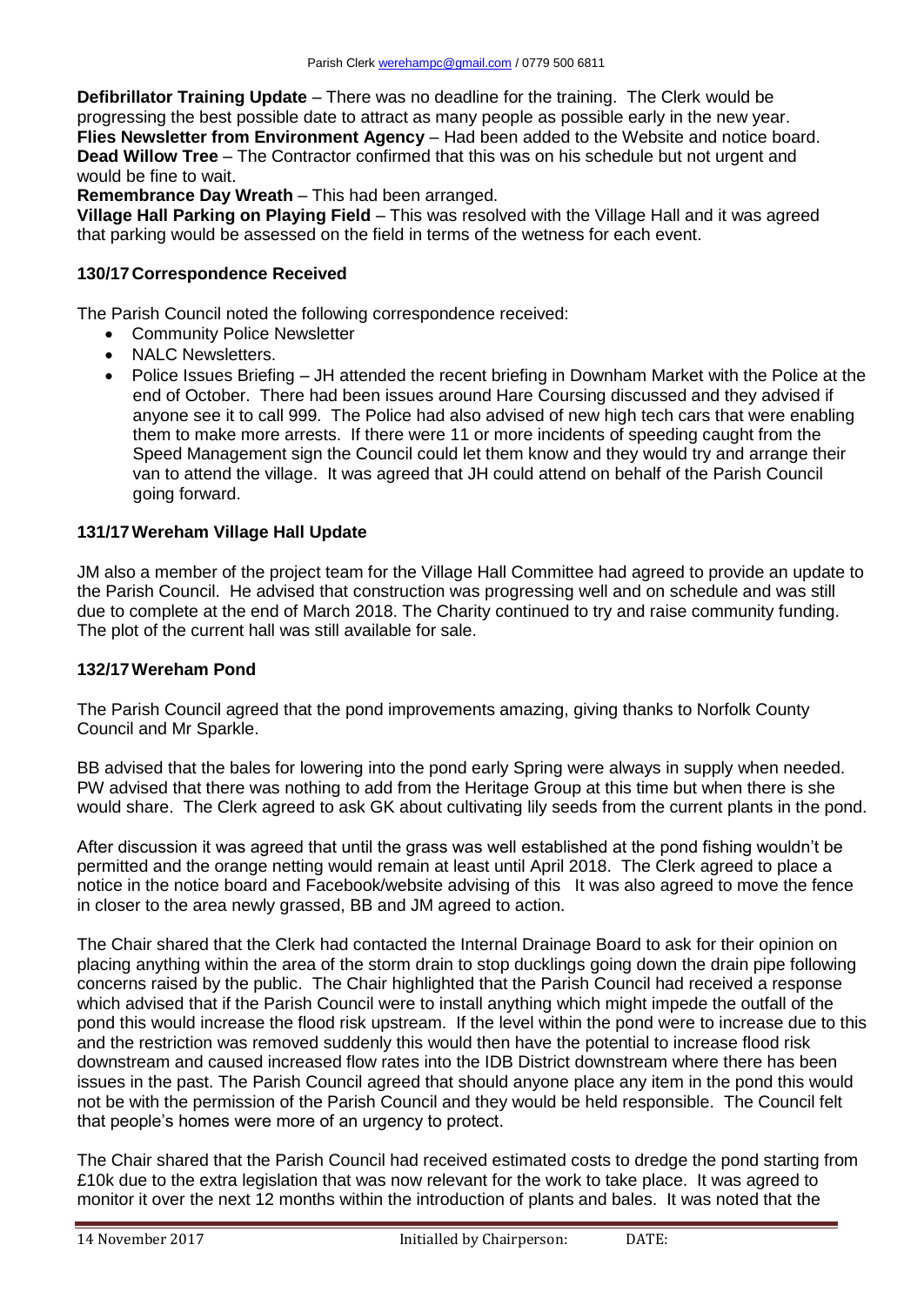**Defibrillator Training Update** – There was no deadline for the training. The Clerk would be progressing the best possible date to attract as many people as possible early in the new year.
**Flies Newsletter from Environment Agency** – Had been added to the Website and notice board.
**Dead Willow Tree** – The Contractor confirmed that this was on his schedule but not urgent and would be fine to wait.
**Remembrance Day Wreath** – This had been arranged.
**Village Hall Parking on Playing Field** – This was resolved with the Village Hall and it was agreed that parking would be assessed on the field in terms of the wetness for each event.

## 130/17 Correspondence Received

The Parish Council noted the following correspondence received:

- Community Police Newsletter
- NALC Newsletters.
- Police Issues Briefing – JH attended the recent briefing in Downham Market with the Police at the end of October. There had been issues around Hare Coursing discussed and they advised if anyone see it to call 999. The Police had also advised of new high tech cars that were enabling them to make more arrests. If there were 11 or more incidents of speeding caught from the Speed Management sign the Council could let them know and they would try and arrange their van to attend the village. It was agreed that JH could attend on behalf of the Parish Council going forward.

## 131/17 Wereham Village Hall Update

JM also a member of the project team for the Village Hall Committee had agreed to provide an update to the Parish Council. He advised that construction was progressing well and on schedule and was still due to complete at the end of March 2018. The Charity continued to try and raise community funding. The plot of the current hall was still available for sale.

## 132/17 Wereham Pond

The Parish Council agreed that the pond improvements amazing, giving thanks to Norfolk County Council and Mr Sparkle.

BB advised that the bales for lowering into the pond early Spring were always in supply when needed. PW advised that there was nothing to add from the Heritage Group at this time but when there is she would share. The Clerk agreed to ask GK about cultivating lily seeds from the current plants in the pond.

After discussion it was agreed that until the grass was well established at the pond fishing wouldn't be permitted and the orange netting would remain at least until April 2018. The Clerk agreed to place a notice in the notice board and Facebook/website advising of this It was also agreed to move the fence in closer to the area newly grassed, BB and JM agreed to action.

The Chair shared that the Clerk had contacted the Internal Drainage Board to ask for their opinion on placing anything within the area of the storm drain to stop ducklings going down the drain pipe following concerns raised by the public. The Chair highlighted that the Parish Council had received a response which advised that if the Parish Council were to install anything which might impede the outfall of the pond this would increase the flood risk upstream. If the level within the pond were to increase due to this and the restriction was removed suddenly this would then have the potential to increase flood risk downstream and caused increased flow rates into the IDB District downstream where there has been issues in the past. The Parish Council agreed that should anyone place any item in the pond this would not be with the permission of the Parish Council and they would be held responsible. The Council felt that people's homes were more of an urgency to protect.

The Chair shared that the Parish Council had received estimated costs to dredge the pond starting from £10k due to the extra legislation that was now relevant for the work to take place. It was agreed to monitor it over the next 12 months within the introduction of plants and bales. It was noted that the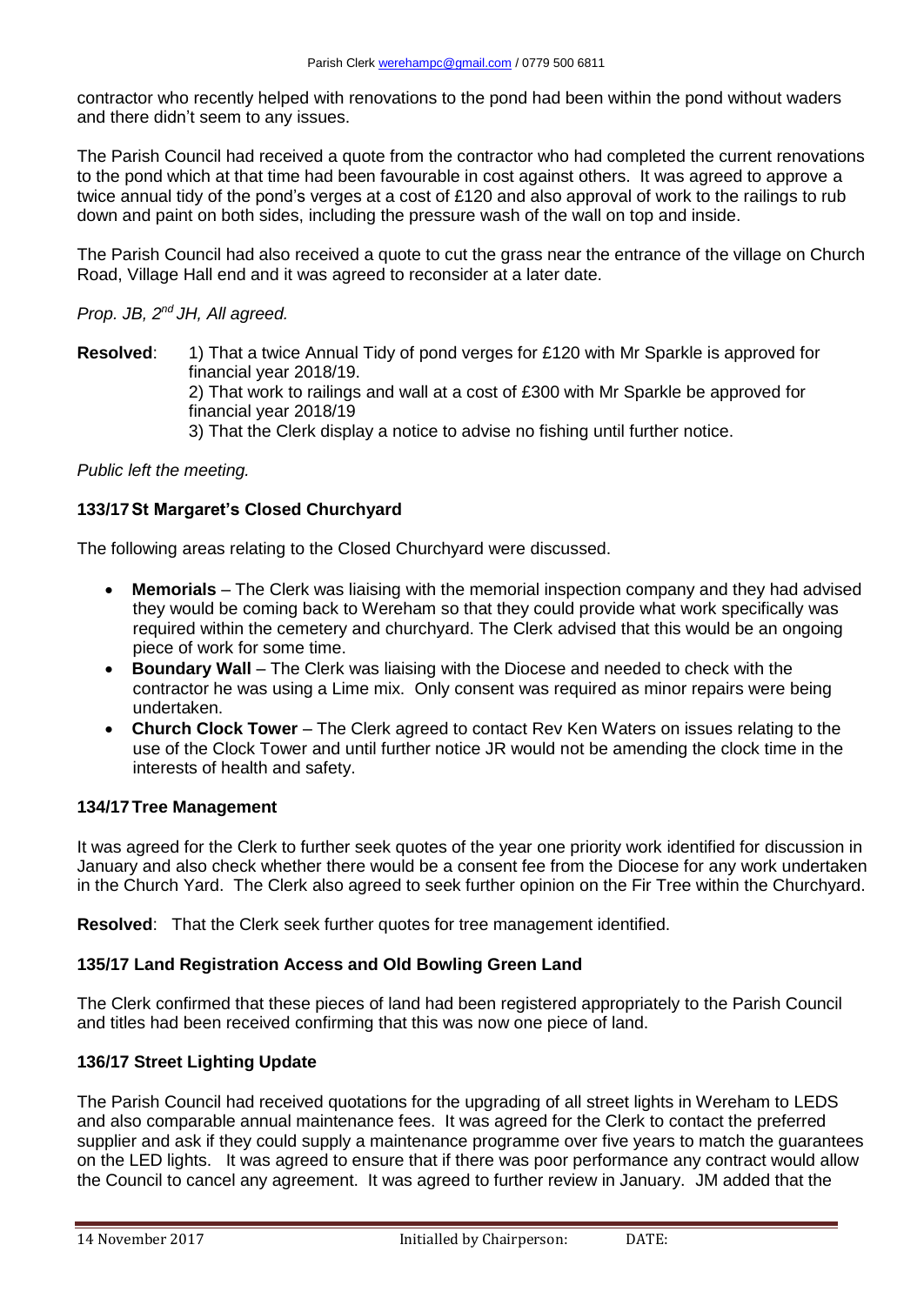contractor who recently helped with renovations to the pond had been within the pond without waders and there didn't seem to any issues.

The Parish Council had received a quote from the contractor who had completed the current renovations to the pond which at that time had been favourable in cost against others. It was agreed to approve a twice annual tidy of the pond's verges at a cost of £120 and also approval of work to the railings to rub down and paint on both sides, including the pressure wash of the wall on top and inside.

The Parish Council had also received a quote to cut the grass near the entrance of the village on Church Road, Village Hall end and it was agreed to reconsider at a later date.

*Prop. JB, 2nd JH, All agreed.*

**Resolved**: 1) That a twice Annual Tidy of pond verges for £120 with Mr Sparkle is approved for financial year 2018/19.
2) That work to railings and wall at a cost of £300 with Mr Sparkle be approved for financial year 2018/19
3) That the Clerk display a notice to advise no fishing until further notice.

*Public left the meeting.*

### 133/17 St Margaret's Closed Churchyard

The following areas relating to the Closed Churchyard were discussed.

- **Memorials** – The Clerk was liaising with the memorial inspection company and they had advised they would be coming back to Wereham so that they could provide what work specifically was required within the cemetery and churchyard. The Clerk advised that this would be an ongoing piece of work for some time.
- **Boundary Wall** – The Clerk was liaising with the Diocese and needed to check with the contractor he was using a Lime mix. Only consent was required as minor repairs were being undertaken.
- **Church Clock Tower** – The Clerk agreed to contact Rev Ken Waters on issues relating to the use of the Clock Tower and until further notice JR would not be amending the clock time in the interests of health and safety.

### 134/17 Tree Management

It was agreed for the Clerk to further seek quotes of the year one priority work identified for discussion in January and also check whether there would be a consent fee from the Diocese for any work undertaken in the Church Yard. The Clerk also agreed to seek further opinion on the Fir Tree within the Churchyard.

**Resolved**: That the Clerk seek further quotes for tree management identified.

### 135/17 Land Registration Access and Old Bowling Green Land

The Clerk confirmed that these pieces of land had been registered appropriately to the Parish Council and titles had been received confirming that this was now one piece of land.

### 136/17 Street Lighting Update

The Parish Council had received quotations for the upgrading of all street lights in Wereham to LEDS and also comparable annual maintenance fees. It was agreed for the Clerk to contact the preferred supplier and ask if they could supply a maintenance programme over five years to match the guarantees on the LED lights. It was agreed to ensure that if there was poor performance any contract would allow the Council to cancel any agreement. It was agreed to further review in January. JM added that the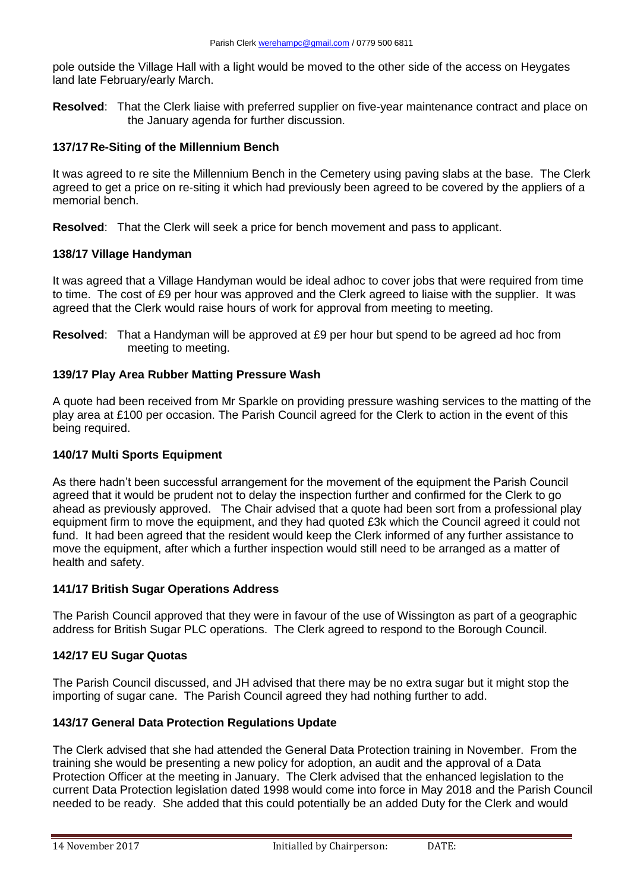pole outside the Village Hall with a light would be moved to the other side of the access on Heygates land late February/early March.

**Resolved**: That the Clerk liaise with preferred supplier on five-year maintenance contract and place on the January agenda for further discussion.

### 137/17 Re-Siting of the Millennium Bench

It was agreed to re site the Millennium Bench in the Cemetery using paving slabs at the base. The Clerk agreed to get a price on re-siting it which had previously been agreed to be covered by the appliers of a memorial bench.

**Resolved**: That the Clerk will seek a price for bench movement and pass to applicant.

### 138/17 Village Handyman

It was agreed that a Village Handyman would be ideal adhoc to cover jobs that were required from time to time. The cost of £9 per hour was approved and the Clerk agreed to liaise with the supplier. It was agreed that the Clerk would raise hours of work for approval from meeting to meeting.

**Resolved**: That a Handyman will be approved at £9 per hour but spend to be agreed ad hoc from meeting to meeting.

### 139/17 Play Area Rubber Matting Pressure Wash

A quote had been received from Mr Sparkle on providing pressure washing services to the matting of the play area at £100 per occasion. The Parish Council agreed for the Clerk to action in the event of this being required.

### 140/17 Multi Sports Equipment

As there hadn't been successful arrangement for the movement of the equipment the Parish Council agreed that it would be prudent not to delay the inspection further and confirmed for the Clerk to go ahead as previously approved. The Chair advised that a quote had been sort from a professional play equipment firm to move the equipment, and they had quoted £3k which the Council agreed it could not fund. It had been agreed that the resident would keep the Clerk informed of any further assistance to move the equipment, after which a further inspection would still need to be arranged as a matter of health and safety.

### 141/17 British Sugar Operations Address

The Parish Council approved that they were in favour of the use of Wissington as part of a geographic address for British Sugar PLC operations. The Clerk agreed to respond to the Borough Council.

### 142/17 EU Sugar Quotas

The Parish Council discussed, and JH advised that there may be no extra sugar but it might stop the importing of sugar cane. The Parish Council agreed they had nothing further to add.

### 143/17 General Data Protection Regulations Update

The Clerk advised that she had attended the General Data Protection training in November. From the training she would be presenting a new policy for adoption, an audit and the approval of a Data Protection Officer at the meeting in January. The Clerk advised that the enhanced legislation to the current Data Protection legislation dated 1998 would come into force in May 2018 and the Parish Council needed to be ready. She added that this could potentially be an added Duty for the Clerk and would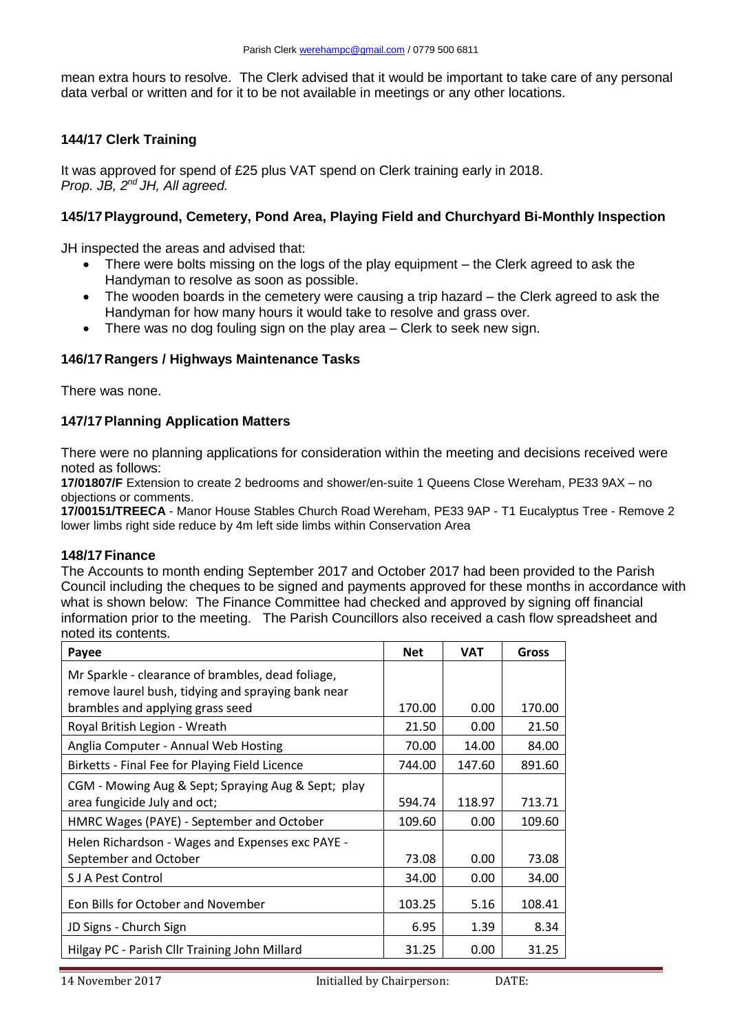mean extra hours to resolve. The Clerk advised that it would be important to take care of any personal data verbal or written and for it to be not available in meetings or any other locations.

### 144/17 Clerk Training

It was approved for spend of £25 plus VAT spend on Clerk training early in 2018.
*Prop. JB, 2nd JH, All agreed.*

### 145/17 Playground, Cemetery, Pond Area, Playing Field and Churchyard Bi-Monthly Inspection

JH inspected the areas and advised that:

- There were bolts missing on the logs of the play equipment – the Clerk agreed to ask the Handyman to resolve as soon as possible.
- The wooden boards in the cemetery were causing a trip hazard – the Clerk agreed to ask the Handyman for how many hours it would take to resolve and grass over.
- There was no dog fouling sign on the play area – Clerk to seek new sign.

### 146/17 Rangers / Highways Maintenance Tasks

There was none.

### 147/17 Planning Application Matters

There were no planning applications for consideration within the meeting and decisions received were noted as follows:

**17/01807/F** Extension to create 2 bedrooms and shower/en-suite 1 Queens Close Wereham, PE33 9AX – no objections or comments.

**17/00151/TREECA** - Manor House Stables Church Road Wereham, PE33 9AP - T1 Eucalyptus Tree - Remove 2 lower limbs right side reduce by 4m left side limbs within Conservation Area

### 148/17 Finance

The Accounts to month ending September 2017 and October 2017 had been provided to the Parish Council including the cheques to be signed and payments approved for these months in accordance with what is shown below: The Finance Committee had checked and approved by signing off financial information prior to the meeting. The Parish Councillors also received a cash flow spreadsheet and noted its contents.

| Payee | Net | VAT | Gross |
|---|---|---|---|
| Mr Sparkle - clearance of brambles, dead foliage, remove laurel bush, tidying and spraying bank near brambles and applying grass seed | 170.00 | 0.00 | 170.00 |
| Royal British Legion - Wreath | 21.50 | 0.00 | 21.50 |
| Anglia Computer - Annual Web Hosting | 70.00 | 14.00 | 84.00 |
| Birketts - Final Fee for Playing Field Licence | 744.00 | 147.60 | 891.60 |
| CGM - Mowing Aug & Sept; Spraying Aug & Sept; play area fungicide July and oct; | 594.74 | 118.97 | 713.71 |
| HMRC Wages (PAYE) - September and October | 109.60 | 0.00 | 109.60 |
| Helen Richardson - Wages and Expenses exc PAYE - September and October | 73.08 | 0.00 | 73.08 |
| S J A Pest Control | 34.00 | 0.00 | 34.00 |
| Eon Bills for October and November | 103.25 | 5.16 | 108.41 |
| JD Signs - Church Sign | 6.95 | 1.39 | 8.34 |
| Hilgay PC - Parish Cllr Training John Millard | 31.25 | 0.00 | 31.25 |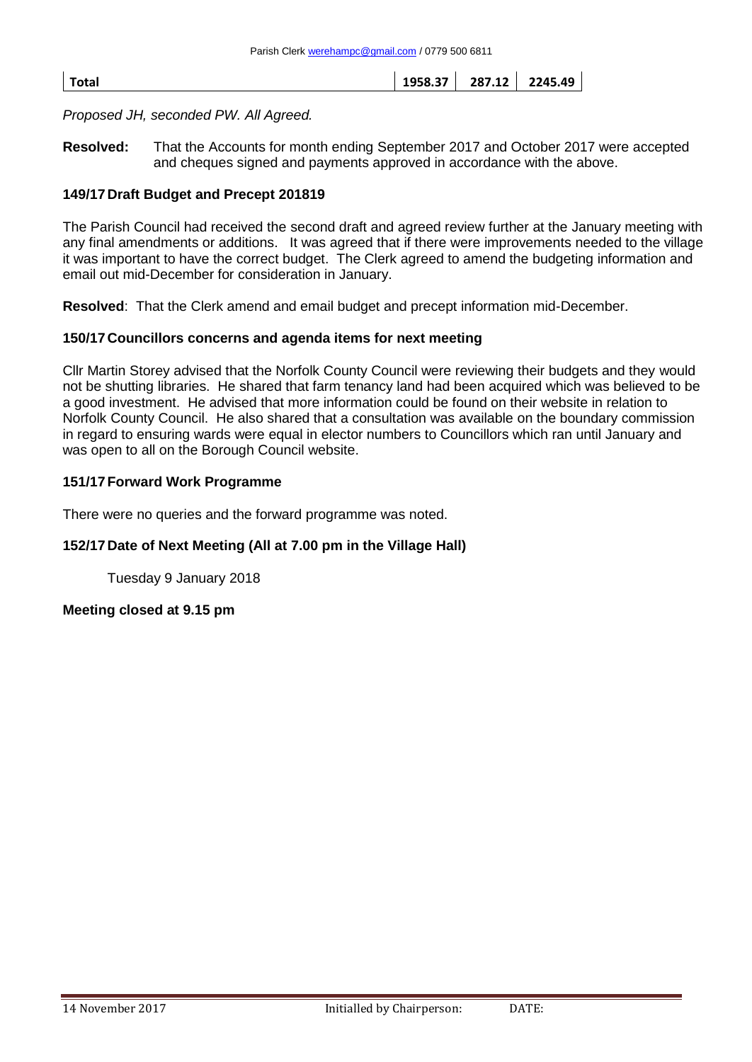| | | | |
|---|---|---|---|
| **Total** | **1958.37** | **287.12** | **2245.49** |

*Proposed JH, seconded PW. All Agreed.*

**Resolved:** That the Accounts for month ending September 2017 and October 2017 were accepted and cheques signed and payments approved in accordance with the above.

### 149/17 Draft Budget and Precept 201819

The Parish Council had received the second draft and agreed review further at the January meeting with any final amendments or additions. It was agreed that if there were improvements needed to the village it was important to have the correct budget. The Clerk agreed to amend the budgeting information and email out mid-December for consideration in January.

**Resolved**: That the Clerk amend and email budget and precept information mid-December.

### 150/17 Councillors concerns and agenda items for next meeting

Cllr Martin Storey advised that the Norfolk County Council were reviewing their budgets and they would not be shutting libraries. He shared that farm tenancy land had been acquired which was believed to be a good investment. He advised that more information could be found on their website in relation to Norfolk County Council. He also shared that a consultation was available on the boundary commission in regard to ensuring wards were equal in elector numbers to Councillors which ran until January and was open to all on the Borough Council website.

### 151/17 Forward Work Programme

There were no queries and the forward programme was noted.

### 152/17 Date of Next Meeting (All at 7.00 pm in the Village Hall)

Tuesday 9 January 2018

**Meeting closed at 9.15 pm**

14 November 2017 Initialled by Chairperson: DATE: